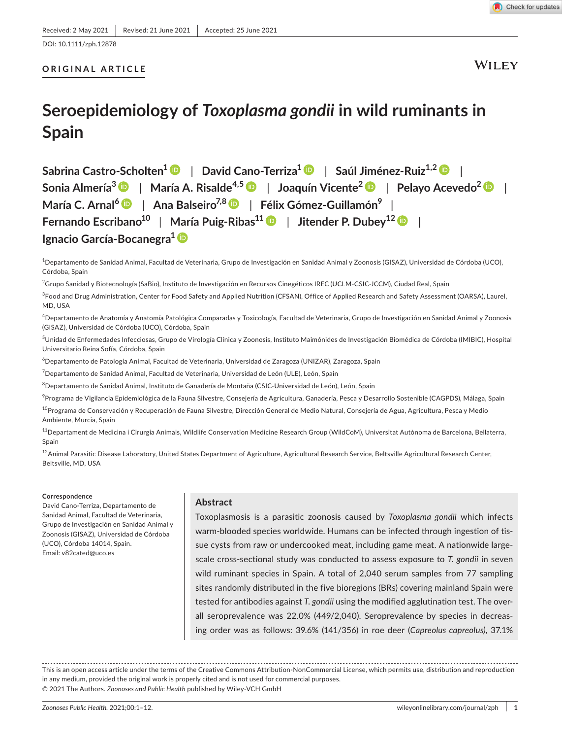Received: 2 May 2021 | Revised: 21 June 2021 | Accepted: 25 June 2021

DOI: 10.1111/zph.12878

**ORIGINAL ARTICLE**

# Seroepidemiology of *Toxoplasma gondii* in wild ruminants in Spain

**Sabrina Castro-Scholten**[1] | **David Cano-Terriza**[1] | **Saúl Jiménez-Ruiz**[1,2] | **Sonia Almería**[3] | **María A. Risalde**[4,5] | **Joaquín Vicente**[2] | **Pelayo Acevedo**[2] | **María C. Arnal**[6] | **Ana Balseiro**[7,8] | **Félix Gómez-Guillamón**[9] | **Fernando Escribano**[10] | **María Puig-Ribas**[11] | **Jitender P. Dubey**[12] | **Ignacio García-Bocanegra**[1]

[1]Departamento de Sanidad Animal, Facultad de Veterinaria, Grupo de Investigación en Sanidad Animal y Zoonosis (GISAZ), Universidad de Córdoba (UCO), Córdoba, Spain

[2]Grupo Sanidad y Biotecnología (SaBio), Instituto de Investigación en Recursos Cinegéticos IREC (UCLM-CSIC-JCCM), Ciudad Real, Spain

[3]Food and Drug Administration, Center for Food Safety and Applied Nutrition (CFSAN), Office of Applied Research and Safety Assessment (OARSA), Laurel, MD, USA

[4]Departamento de Anatomía y Anatomía Patológica Comparadas y Toxicología, Facultad de Veterinaria, Grupo de Investigación en Sanidad Animal y Zoonosis (GISAZ), Universidad de Córdoba (UCO), Córdoba, Spain

[5]Unidad de Enfermedades Infecciosas, Grupo de Virología Clínica y Zoonosis, Instituto Maimónides de Investigación Biomédica de Córdoba (IMIBIC), Hospital Universitario Reina Sofía, Córdoba, Spain

[6]Departamento de Patología Animal, Facultad de Veterinaria, Universidad de Zaragoza (UNIZAR), Zaragoza, Spain

[7]Departamento de Sanidad Animal, Facultad de Veterinaria, Universidad de León (ULE), León, Spain

[8]Departamento de Sanidad Animal, Instituto de Ganadería de Montaña (CSIC-Universidad de León), León, Spain

[9]Programa de Vigilancia Epidemiológica de la Fauna Silvestre, Consejería de Agricultura, Ganadería, Pesca y Desarrollo Sostenible (CAGPDS), Málaga, Spain

[10]Programa de Conservación y Recuperación de Fauna Silvestre, Dirección General de Medio Natural, Consejería de Agua, Agricultura, Pesca y Medio Ambiente, Murcia, Spain

[11]Departament de Medicina i Cirurgia Animals, Wildlife Conservation Medicine Research Group (WildCoM), Universitat Autònoma de Barcelona, Bellaterra, Spain

[12]Animal Parasitic Disease Laboratory, United States Department of Agriculture, Agricultural Research Service, Beltsville Agricultural Research Center, Beltsville, MD, USA

**Correspondence**
David Cano-Terriza, Departamento de Sanidad Animal, Facultad de Veterinaria, Grupo de Investigación en Sanidad Animal y Zoonosis (GISAZ), Universidad de Córdoba (UCO), Córdoba 14014, Spain.
Email: v82cated@uco.es

## Abstract

Toxoplasmosis is a parasitic zoonosis caused by *Toxoplasma gondii* which infects warm-blooded species worldwide. Humans can be infected through ingestion of tissue cysts from raw or undercooked meat, including game meat. A nationwide large-scale cross-sectional study was conducted to assess exposure to *T. gondii* in seven wild ruminant species in Spain. A total of 2,040 serum samples from 77 sampling sites randomly distributed in the five bioregions (BRs) covering mainland Spain were tested for antibodies against *T. gondii* using the modified agglutination test. The overall seroprevalence was 22.0% (449/2,040). Seroprevalence by species in decreasing order was as follows: 39.6% (141/356) in roe deer (*Capreolus capreolus*), 37.1%

This is an open access article under the terms of the Creative Commons Attribution-NonCommercial License, which permits use, distribution and reproduction in any medium, provided the original work is properly cited and is not used for commercial purposes.
© 2021 The Authors. *Zoonoses and Public Health* published by Wiley-VCH GmbH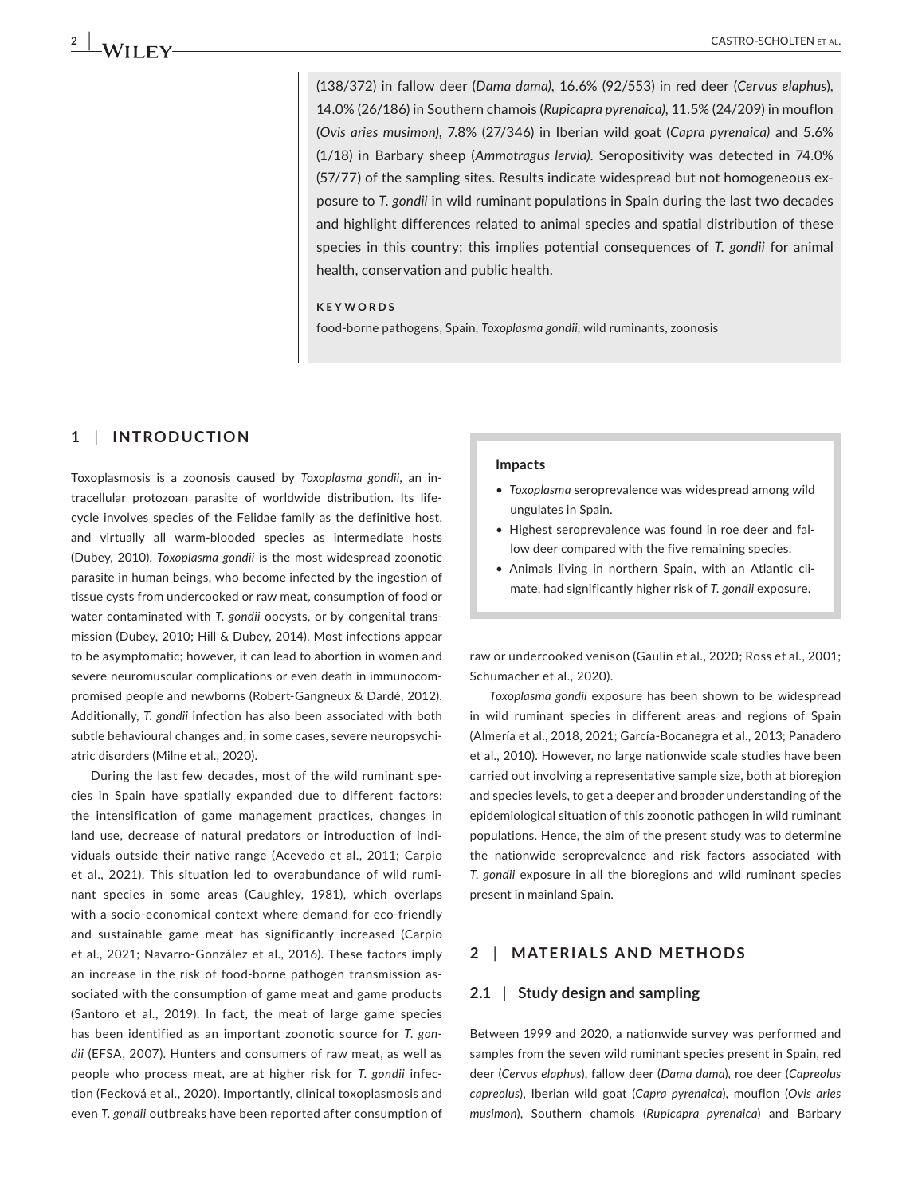(138/372) in fallow deer (*Dama dama*), 16.6% (92/553) in red deer (*Cervus elaphus*), 14.0% (26/186) in Southern chamois (*Rupicapra pyrenaica*), 11.5% (24/209) in mouflon (*Ovis aries musimon*), 7.8% (27/346) in Iberian wild goat (*Capra pyrenaica*) and 5.6% (1/18) in Barbary sheep (*Ammotragus lervia*). Seropositivity was detected in 74.0% (57/77) of the sampling sites. Results indicate widespread but not homogeneous exposure to *T. gondii* in wild ruminant populations in Spain during the last two decades and highlight differences related to animal species and spatial distribution of these species in this country; this implies potential consequences of *T. gondii* for animal health, conservation and public health.

**KEYWORDS**

food-borne pathogens, Spain, *Toxoplasma gondii*, wild ruminants, zoonosis

## 1 | INTRODUCTION

Toxoplasmosis is a zoonosis caused by *Toxoplasma gondii*, an intracellular protozoan parasite of worldwide distribution. Its lifecycle involves species of the Felidae family as the definitive host, and virtually all warm-blooded species as intermediate hosts (Dubey, 2010). *Toxoplasma gondii* is the most widespread zoonotic parasite in human beings, who become infected by the ingestion of tissue cysts from undercooked or raw meat, consumption of food or water contaminated with *T. gondii* oocysts, or by congenital transmission (Dubey, 2010; Hill & Dubey, 2014). Most infections appear to be asymptomatic; however, it can lead to abortion in women and severe neuromuscular complications or even death in immunocompromised people and newborns (Robert-Gangneux & Dardé, 2012). Additionally, *T. gondii* infection has also been associated with both subtle behavioural changes and, in some cases, severe neuropsychiatric disorders (Milne et al., 2020).

During the last few decades, most of the wild ruminant species in Spain have spatially expanded due to different factors: the intensification of game management practices, changes in land use, decrease of natural predators or introduction of individuals outside their native range (Acevedo et al., 2011; Carpio et al., 2021). This situation led to overabundance of wild ruminant species in some areas (Caughley, 1981), which overlaps with a socio-economical context where demand for eco-friendly and sustainable game meat has significantly increased (Carpio et al., 2021; Navarro-González et al., 2016). These factors imply an increase in the risk of food-borne pathogen transmission associated with the consumption of game meat and game products (Santoro et al., 2019). In fact, the meat of large game species has been identified as an important zoonotic source for *T. gondii* (EFSA, 2007). Hunters and consumers of raw meat, as well as people who process meat, are at higher risk for *T. gondii* infection (Fecková et al., 2020). Importantly, clinical toxoplasmosis and even *T. gondii* outbreaks have been reported after consumption of raw or undercooked venison (Gaulin et al., 2020; Ross et al., 2001; Schumacher et al., 2020).

**Impacts**

- *Toxoplasma* seroprevalence was widespread among wild ungulates in Spain.
- Highest seroprevalence was found in roe deer and fallow deer compared with the five remaining species.
- Animals living in northern Spain, with an Atlantic climate, had significantly higher risk of *T. gondii* exposure.

*Toxoplasma gondii* exposure has been shown to be widespread in wild ruminant species in different areas and regions of Spain (Almería et al., 2018, 2021; García-Bocanegra et al., 2013; Panadero et al., 2010). However, no large nationwide scale studies have been carried out involving a representative sample size, both at bioregion and species levels, to get a deeper and broader understanding of the epidemiological situation of this zoonotic pathogen in wild ruminant populations. Hence, the aim of the present study was to determine the nationwide seroprevalence and risk factors associated with *T. gondii* exposure in all the bioregions and wild ruminant species present in mainland Spain.

## 2 | MATERIALS AND METHODS

### 2.1 | Study design and sampling

Between 1999 and 2020, a nationwide survey was performed and samples from the seven wild ruminant species present in Spain, red deer (*Cervus elaphus*), fallow deer (*Dama dama*), roe deer (*Capreolus capreolus*), Iberian wild goat (*Capra pyrenaica*), mouflon (*Ovis aries musimon*), Southern chamois (*Rupicapra pyrenaica*) and Barbary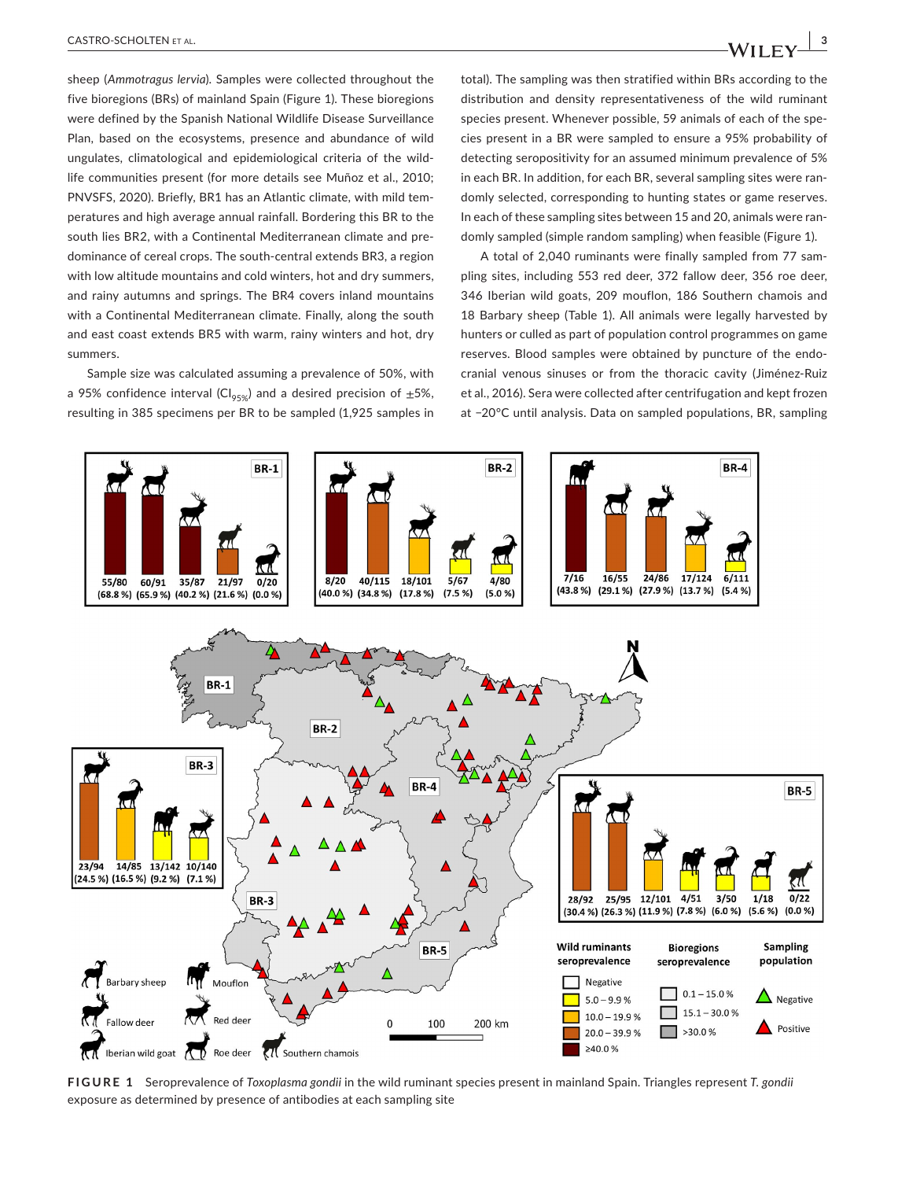sheep (*Ammotragus lervia*). Samples were collected throughout the five bioregions (BRs) of mainland Spain (Figure 1). These bioregions were defined by the Spanish National Wildlife Disease Surveillance Plan, based on the ecosystems, presence and abundance of wild ungulates, climatological and epidemiological criteria of the wildlife communities present (for more details see Muñoz et al., 2010; PNVSFS, 2020). Briefly, BR1 has an Atlantic climate, with mild temperatures and high average annual rainfall. Bordering this BR to the south lies BR2, with a Continental Mediterranean climate and predominance of cereal crops. The south-central extends BR3, a region with low altitude mountains and cold winters, hot and dry summers, and rainy autumns and springs. The BR4 covers inland mountains with a Continental Mediterranean climate. Finally, along the south and east coast extends BR5 with warm, rainy winters and hot, dry summers.

Sample size was calculated assuming a prevalence of 50%, with a 95% confidence interval ($CI_{95\%}$) and a desired precision of ±5%, resulting in 385 specimens per BR to be sampled (1,925 samples in total). The sampling was then stratified within BRs according to the distribution and density representativeness of the wild ruminant species present. Whenever possible, 59 animals of each of the species present in a BR were sampled to ensure a 95% probability of detecting seropositivity for an assumed minimum prevalence of 5% in each BR. In addition, for each BR, several sampling sites were randomly selected, corresponding to hunting states or game reserves. In each of these sampling sites between 15 and 20, animals were randomly sampled (simple random sampling) when feasible (Figure 1).

A total of 2,040 ruminants were finally sampled from 77 sampling sites, including 553 red deer, 372 fallow deer, 356 roe deer, 346 Iberian wild goats, 209 mouflon, 186 Southern chamois and 18 Barbary sheep (Table 1). All animals were legally harvested by hunters or culled as part of population control programmes on game reserves. Blood samples were obtained by puncture of the endocranial venous sinuses or from the thoracic cavity (Jiménez-Ruiz et al., 2016). Sera were collected after centrifugation and kept frozen at −20°C until analysis. Data on sampled populations, BR, sampling

BR-1
55/80 (68.8 %) 60/91 (65.9 %) 35/87 (40.2 %) 21/97 (21.6 %) 0/20 (0.0 %)

BR-2
8/20 (40.0 %) 40/115 (34.8 %) 18/101 (17.8 %) 5/67 (7.5 %) 4/80 (5.0 %)

BR-4
7/16 (43.8 %) 16/55 (29.1 %) 24/86 (27.9 %) 17/124 (13.7 %) 6/111 (5.4 %)

BR-3
23/94 (24.5 %) 14/85 (16.5 %) 13/142 (9.2 %) 10/140 (7.1 %)

BR-5
28/92 (30.4 %) 25/95 (26.3 %) 12/101 (11.9 %) 4/51 (7.8 %) 3/50 (6.0 %) 1/18 (5.6 %) 0/22 (0.0 %)

N

0 100 200 km

Barbary sheep, Mouflon, Fallow deer, Red deer, Iberian wild goat, Roe deer, Southern chamois

Wild ruminants seroprevalence: Negative; 5.0 – 9.9 %; 10.0 – 19.9 %; 20.0 – 39.9 %; ≥40.0 %

Bioregions seroprevalence: 0.1 – 15.0 %; 15.1 – 30.0 %; >30.0 %

Sampling population: Negative; Positive

**FIGURE 1** Seroprevalence of *Toxoplasma gondii* in the wild ruminant species present in mainland Spain. Triangles represent *T. gondii* exposure as determined by presence of antibodies at each sampling site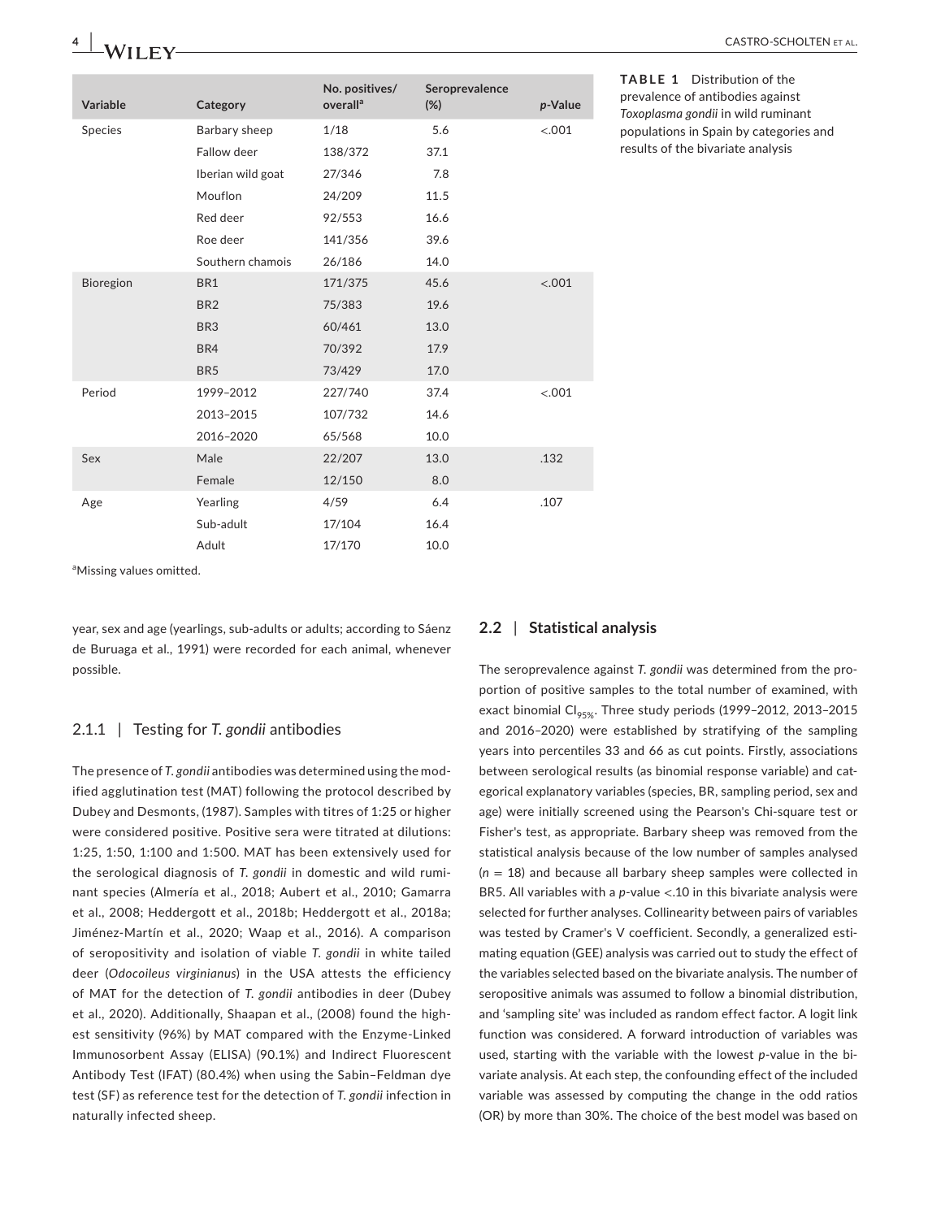**TABLE 1** Distribution of the prevalence of antibodies against *Toxoplasma gondii* in wild ruminant populations in Spain by categories and results of the bivariate analysis

| Variable | Category | No. positives/ overall[a] | Seroprevalence (%) | *p*-Value |
|---|---|---|---|---|
| Species | Barbary sheep | 1/18 | 5.6 | <.001 |
| | Fallow deer | 138/372 | 37.1 | |
| | Iberian wild goat | 27/346 | 7.8 | |
| | Mouflon | 24/209 | 11.5 | |
| | Red deer | 92/553 | 16.6 | |
| | Roe deer | 141/356 | 39.6 | |
| | Southern chamois | 26/186 | 14.0 | |
| Bioregion | BR1 | 171/375 | 45.6 | <.001 |
| | BR2 | 75/383 | 19.6 | |
| | BR3 | 60/461 | 13.0 | |
| | BR4 | 70/392 | 17.9 | |
| | BR5 | 73/429 | 17.0 | |
| Period | 1999–2012 | 227/740 | 37.4 | <.001 |
| | 2013–2015 | 107/732 | 14.6 | |
| | 2016–2020 | 65/568 | 10.0 | |
| Sex | Male | 22/207 | 13.0 | .132 |
| | Female | 12/150 | 8.0 | |
| Age | Yearling | 4/59 | 6.4 | .107 |
| | Sub-adult | 17/104 | 16.4 | |
| | Adult | 17/170 | 10.0 | |

[a]Missing values omitted.

year, sex and age (yearlings, sub-adults or adults; according to Sáenz de Buruaga et al., 1991) were recorded for each animal, whenever possible.

### 2.1.1 | Testing for *T. gondii* antibodies

The presence of *T. gondii* antibodies was determined using the modified agglutination test (MAT) following the protocol described by Dubey and Desmonts, (1987). Samples with titres of 1:25 or higher were considered positive. Positive sera were titrated at dilutions: 1:25, 1:50, 1:100 and 1:500. MAT has been extensively used for the serological diagnosis of *T. gondii* in domestic and wild ruminant species (Almería et al., 2018; Aubert et al., 2010; Gamarra et al., 2008; Heddergott et al., 2018b; Heddergott et al., 2018a; Jiménez-Martín et al., 2020; Waap et al., 2016). A comparison of seropositivity and isolation of viable *T. gondii* in white tailed deer (*Odocoileus virginianus*) in the USA attests the efficiency of MAT for the detection of *T. gondii* antibodies in deer (Dubey et al., 2020). Additionally, Shaapan et al., (2008) found the highest sensitivity (96%) by MAT compared with the Enzyme-Linked Immunosorbent Assay (ELISA) (90.1%) and Indirect Fluorescent Antibody Test (IFAT) (80.4%) when using the Sabin–Feldman dye test (SF) as reference test for the detection of *T. gondii* infection in naturally infected sheep.

## 2.2 | Statistical analysis

The seroprevalence against *T. gondii* was determined from the proportion of positive samples to the total number of examined, with exact binomial $CI_{95\%}$. Three study periods (1999–2012, 2013–2015 and 2016–2020) were established by stratifying of the sampling years into percentiles 33 and 66 as cut points. Firstly, associations between serological results (as binomial response variable) and categorical explanatory variables (species, BR, sampling period, sex and age) were initially screened using the Pearson's Chi-square test or Fisher's test, as appropriate. Barbary sheep was removed from the statistical analysis because of the low number of samples analysed ($n = 18$) and because all barbary sheep samples were collected in BR5. All variables with a $p$-value <.10 in this bivariate analysis were selected for further analyses. Collinearity between pairs of variables was tested by Cramer's V coefficient. Secondly, a generalized estimating equation (GEE) analysis was carried out to study the effect of the variables selected based on the bivariate analysis. The number of seropositive animals was assumed to follow a binomial distribution, and 'sampling site' was included as random effect factor. A logit link function was considered. A forward introduction of variables was used, starting with the variable with the lowest $p$-value in the bivariate analysis. At each step, the confounding effect of the included variable was assessed by computing the change in the odd ratios (OR) by more than 30%. The choice of the best model was based on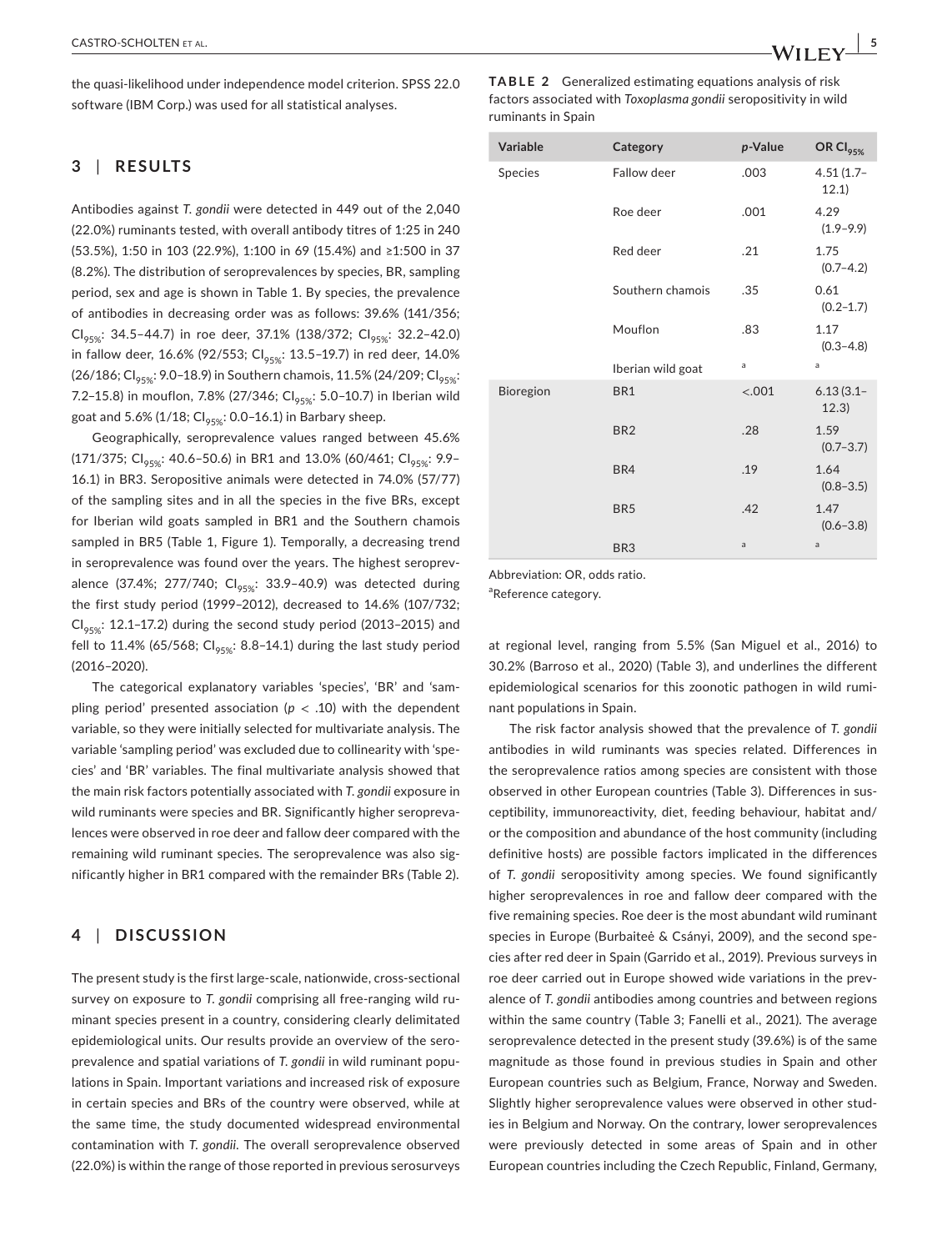the quasi-likelihood under independence model criterion. SPSS 22.0 software (IBM Corp.) was used for all statistical analyses.

## 3 | RESULTS

Antibodies against *T. gondii* were detected in 449 out of the 2,040 (22.0%) ruminants tested, with overall antibody titres of 1:25 in 240 (53.5%), 1:50 in 103 (22.9%), 1:100 in 69 (15.4%) and ≥1:500 in 37 (8.2%). The distribution of seroprevalences by species, BR, sampling period, sex and age is shown in Table 1. By species, the prevalence of antibodies in decreasing order was as follows: 39.6% (141/356; $CI_{95\%}$: 34.5–44.7) in roe deer, 37.1% (138/372; $CI_{95\%}$: 32.2–42.0) in fallow deer, 16.6% (92/553; $CI_{95\%}$: 13.5–19.7) in red deer, 14.0% (26/186; $CI_{95\%}$: 9.0–18.9) in Southern chamois, 11.5% (24/209; $CI_{95\%}$: 7.2–15.8) in mouflon, 7.8% (27/346; $CI_{95\%}$: 5.0–10.7) in Iberian wild goat and 5.6% (1/18; $CI_{95\%}$: 0.0–16.1) in Barbary sheep.

Geographically, seroprevalence values ranged between 45.6% (171/375; $CI_{95\%}$: 40.6–50.6) in BR1 and 13.0% (60/461; $CI_{95\%}$: 9.9–16.1) in BR3. Seropositive animals were detected in 74.0% (57/77) of the sampling sites and in all the species in the five BRs, except for Iberian wild goats sampled in BR1 and the Southern chamois sampled in BR5 (Table 1, Figure 1). Temporally, a decreasing trend in seroprevalence was found over the years. The highest seroprevalence (37.4%; 277/740; $CI_{95\%}$: 33.9–40.9) was detected during the first study period (1999–2012), decreased to 14.6% (107/732; $CI_{95\%}$: 12.1–17.2) during the second study period (2013–2015) and fell to 11.4% (65/568; $CI_{95\%}$: 8.8–14.1) during the last study period (2016–2020).

The categorical explanatory variables 'species', 'BR' and 'sampling period' presented association ($p < .10$) with the dependent variable, so they were initially selected for multivariate analysis. The variable 'sampling period' was excluded due to collinearity with 'species' and 'BR' variables. The final multivariate analysis showed that the main risk factors potentially associated with *T. gondii* exposure in wild ruminants were species and BR. Significantly higher seroprevalences were observed in roe deer and fallow deer compared with the remaining wild ruminant species. The seroprevalence was also significantly higher in BR1 compared with the remainder BRs (Table 2).

**TABLE 2** Generalized estimating equations analysis of risk factors associated with *Toxoplasma gondii* seropositivity in wild ruminants in Spain

| Variable | Category | *p*-Value | OR $CI_{95\%}$ |
|---|---|---|---|
| Species | Fallow deer | .003 | 4.51 (1.7–12.1) |
| | Roe deer | .001 | 4.29 (1.9–9.9) |
| | Red deer | .21 | 1.75 (0.7–4.2) |
| | Southern chamois | .35 | 0.61 (0.2–1.7) |
| | Mouflon | .83 | 1.17 (0.3–4.8) |
| | Iberian wild goat | [a] | [a] |
| Bioregion | BR1 | <.001 | 6.13 (3.1–12.3) |
| | BR2 | .28 | 1.59 (0.7–3.7) |
| | BR4 | .19 | 1.64 (0.8–3.5) |
| | BR5 | .42 | 1.47 (0.6–3.8) |
| | BR3 | [a] | [a] |

Abbreviation: OR, odds ratio.
[a]Reference category.

## 4 | DISCUSSION

The present study is the first large-scale, nationwide, cross-sectional survey on exposure to *T. gondii* comprising all free-ranging wild ruminant species present in a country, considering clearly delimitated epidemiological units. Our results provide an overview of the seroprevalence and spatial variations of *T. gondii* in wild ruminant populations in Spain. Important variations and increased risk of exposure in certain species and BRs of the country were observed, while at the same time, the study documented widespread environmental contamination with *T. gondii*. The overall seroprevalence observed (22.0%) is within the range of those reported in previous serosurveys at regional level, ranging from 5.5% (San Miguel et al., 2016) to 30.2% (Barroso et al., 2020) (Table 3), and underlines the different epidemiological scenarios for this zoonotic pathogen in wild ruminant populations in Spain.

The risk factor analysis showed that the prevalence of *T. gondii* antibodies in wild ruminants was species related. Differences in the seroprevalence ratios among species are consistent with those observed in other European countries (Table 3). Differences in susceptibility, immunoreactivity, diet, feeding behaviour, habitat and/or the composition and abundance of the host community (including definitive hosts) are possible factors implicated in the differences of *T. gondii* seropositivity among species. We found significantly higher seroprevalences in roe and fallow deer compared with the five remaining species. Roe deer is the most abundant wild ruminant species in Europe (Burbaitė & Csányi, 2009), and the second species after red deer in Spain (Garrido et al., 2019). Previous surveys in roe deer carried out in Europe showed wide variations in the prevalence of *T. gondii* antibodies among countries and between regions within the same country (Table 3; Fanelli et al., 2021). The average seroprevalence detected in the present study (39.6%) is of the same magnitude as those found in previous studies in Spain and other European countries such as Belgium, France, Norway and Sweden. Slightly higher seroprevalence values were observed in other studies in Belgium and Norway. On the contrary, lower seroprevalences were previously detected in some areas of Spain and in other European countries including the Czech Republic, Finland, Germany,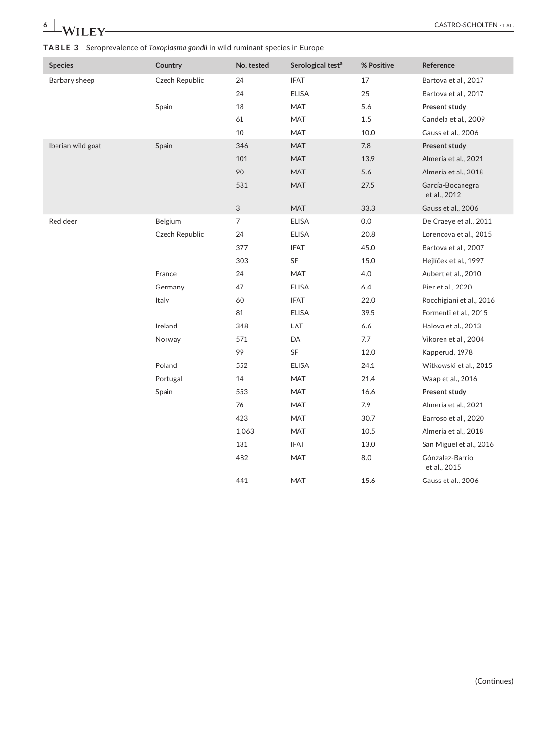**TABLE 3** Seroprevalence of *Toxoplasma gondii* in wild ruminant species in Europe

| Species | Country | No. tested | Serological test[a] | % Positive | Reference |
|---|---|---|---|---|---|
| Barbary sheep | Czech Republic | 24 | IFAT | 17 | Bartova et al., 2017 |
| | | 24 | ELISA | 25 | Bartova et al., 2017 |
| | Spain | 18 | MAT | 5.6 | **Present study** |
| | | 61 | MAT | 1.5 | Candela et al., 2009 |
| | | 10 | MAT | 10.0 | Gauss et al., 2006 |
| Iberian wild goat | Spain | 346 | MAT | 7.8 | **Present study** |
| | | 101 | MAT | 13.9 | Almeria et al., 2021 |
| | | 90 | MAT | 5.6 | Almeria et al., 2018 |
| | | 531 | MAT | 27.5 | García-Bocanegra et al., 2012 |
| | | 3 | MAT | 33.3 | Gauss et al., 2006 |
| Red deer | Belgium | 7 | ELISA | 0.0 | De Craeye et al., 2011 |
| | Czech Republic | 24 | ELISA | 20.8 | Lorencova et al., 2015 |
| | | 377 | IFAT | 45.0 | Bartova et al., 2007 |
| | | 303 | SF | 15.0 | Hejlíček et al., 1997 |
| | France | 24 | MAT | 4.0 | Aubert et al., 2010 |
| | Germany | 47 | ELISA | 6.4 | Bier et al., 2020 |
| | Italy | 60 | IFAT | 22.0 | Rocchigiani et al., 2016 |
| | | 81 | ELISA | 39.5 | Formenti et al., 2015 |
| | Ireland | 348 | LAT | 6.6 | Halova et al., 2013 |
| | Norway | 571 | DA | 7.7 | Vikoren et al., 2004 |
| | | 99 | SF | 12.0 | Kapperud, 1978 |
| | Poland | 552 | ELISA | 24.1 | Witkowski et al., 2015 |
| | Portugal | 14 | MAT | 21.4 | Waap et al., 2016 |
| | Spain | 553 | MAT | 16.6 | **Present study** |
| | | 76 | MAT | 7.9 | Almeria et al., 2021 |
| | | 423 | MAT | 30.7 | Barroso et al., 2020 |
| | | 1,063 | MAT | 10.5 | Almeria et al., 2018 |
| | | 131 | IFAT | 13.0 | San Miguel et al., 2016 |
| | | 482 | MAT | 8.0 | Gónzalez-Barrio et al., 2015 |
| | | 441 | MAT | 15.6 | Gauss et al., 2006 |

(Continues)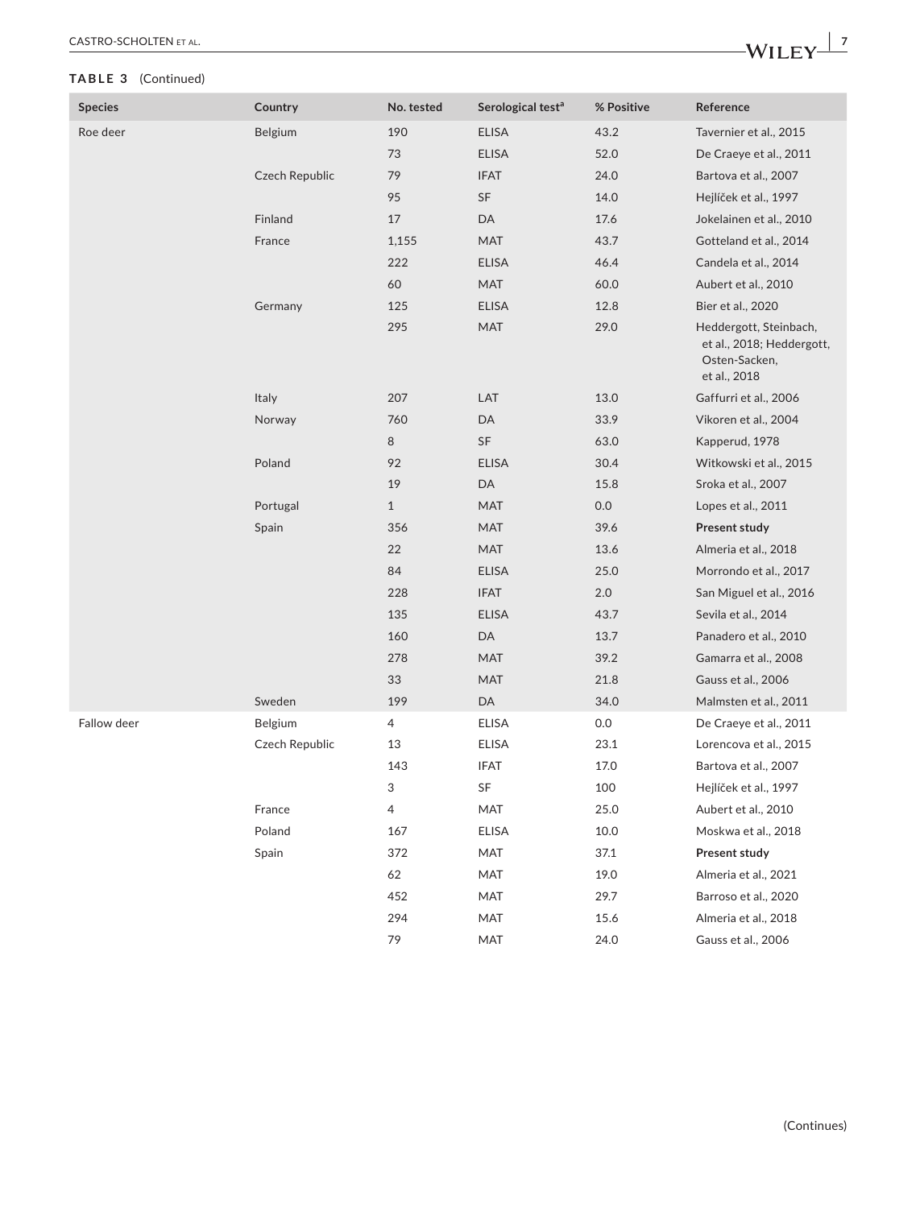**TABLE 3** (Continued)

| Species | Country | No. tested | Serological test[a] | % Positive | Reference |
|---|---|---|---|---|---|
| Roe deer | Belgium | 190 | ELISA | 43.2 | Tavernier et al., 2015 |
| | | 73 | ELISA | 52.0 | De Craeye et al., 2011 |
| | Czech Republic | 79 | IFAT | 24.0 | Bartova et al., 2007 |
| | | 95 | SF | 14.0 | Hejlíček et al., 1997 |
| | Finland | 17 | DA | 17.6 | Jokelainen et al., 2010 |
| | France | 1,155 | MAT | 43.7 | Gotteland et al., 2014 |
| | | 222 | ELISA | 46.4 | Candela et al., 2014 |
| | | 60 | MAT | 60.0 | Aubert et al., 2010 |
| | Germany | 125 | ELISA | 12.8 | Bier et al., 2020 |
| | | 295 | MAT | 29.0 | Heddergott, Steinbach, et al., 2018; Heddergott, Osten-Sacken, et al., 2018 |
| | Italy | 207 | LAT | 13.0 | Gaffurri et al., 2006 |
| | Norway | 760 | DA | 33.9 | Vikoren et al., 2004 |
| | | 8 | SF | 63.0 | Kapperud, 1978 |
| | Poland | 92 | ELISA | 30.4 | Witkowski et al., 2015 |
| | | 19 | DA | 15.8 | Sroka et al., 2007 |
| | Portugal | 1 | MAT | 0.0 | Lopes et al., 2011 |
| | Spain | 356 | MAT | 39.6 | **Present study** |
| | | 22 | MAT | 13.6 | Almeria et al., 2018 |
| | | 84 | ELISA | 25.0 | Morrondo et al., 2017 |
| | | 228 | IFAT | 2.0 | San Miguel et al., 2016 |
| | | 135 | ELISA | 43.7 | Sevila et al., 2014 |
| | | 160 | DA | 13.7 | Panadero et al., 2010 |
| | | 278 | MAT | 39.2 | Gamarra et al., 2008 |
| | | 33 | MAT | 21.8 | Gauss et al., 2006 |
| | Sweden | 199 | DA | 34.0 | Malmsten et al., 2011 |
| Fallow deer | Belgium | 4 | ELISA | 0.0 | De Craeye et al., 2011 |
| | Czech Republic | 13 | ELISA | 23.1 | Lorencova et al., 2015 |
| | | 143 | IFAT | 17.0 | Bartova et al., 2007 |
| | | 3 | SF | 100 | Hejlíček et al., 1997 |
| | France | 4 | MAT | 25.0 | Aubert et al., 2010 |
| | Poland | 167 | ELISA | 10.0 | Moskwa et al., 2018 |
| | Spain | 372 | MAT | 37.1 | **Present study** |
| | | 62 | MAT | 19.0 | Almeria et al., 2021 |
| | | 452 | MAT | 29.7 | Barroso et al., 2020 |
| | | 294 | MAT | 15.6 | Almeria et al., 2018 |
| | | 79 | MAT | 24.0 | Gauss et al., 2006 |

(Continues)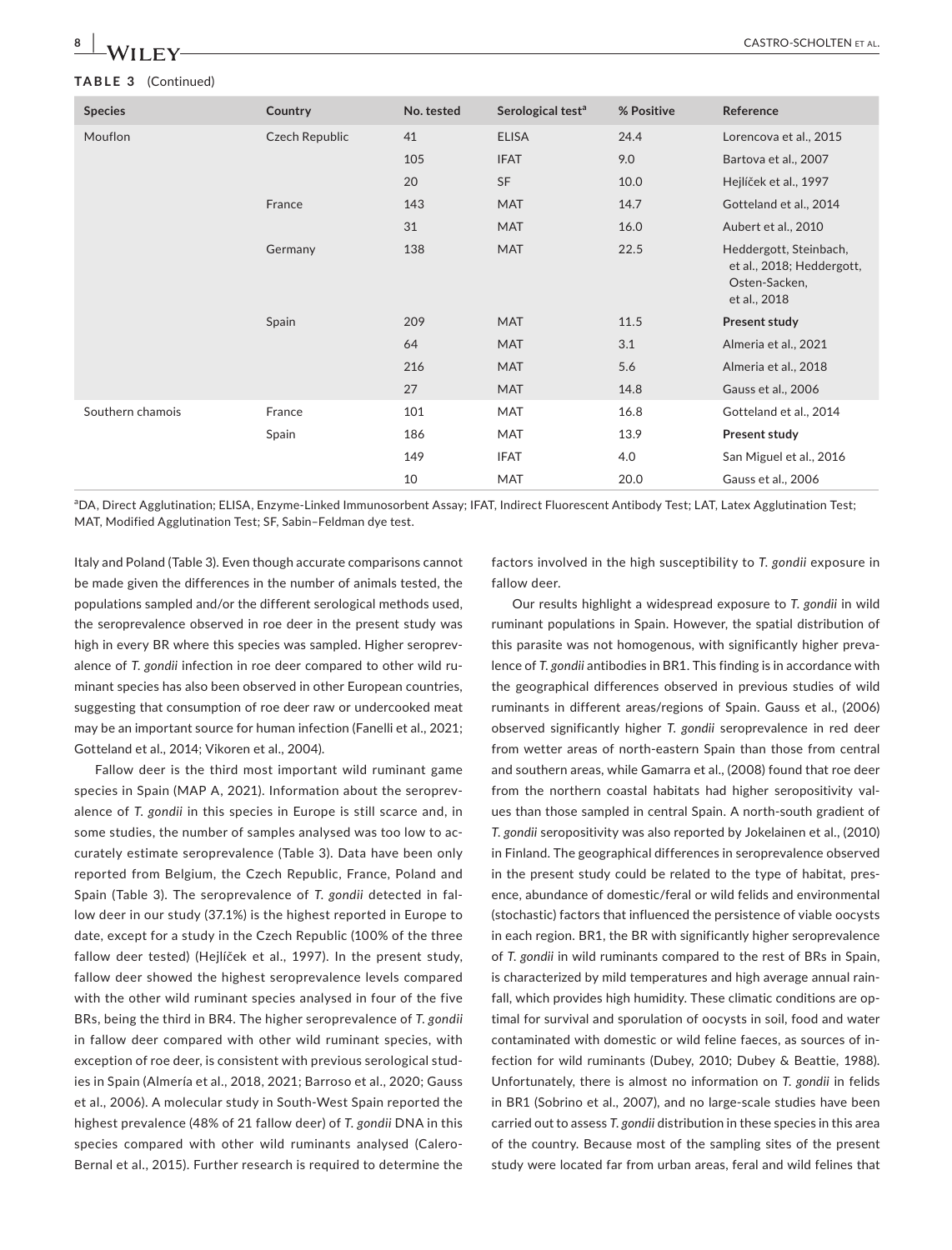**TABLE 3** (Continued)

| Species | Country | No. tested | Serological test[a] | % Positive | Reference |
|---|---|---|---|---|---|
| Mouflon | Czech Republic | 41 | ELISA | 24.4 | Lorencova et al., 2015 |
| | | 105 | IFAT | 9.0 | Bartova et al., 2007 |
| | | 20 | SF | 10.0 | Hejlíček et al., 1997 |
| | France | 143 | MAT | 14.7 | Gotteland et al., 2014 |
| | | 31 | MAT | 16.0 | Aubert et al., 2010 |
| | Germany | 138 | MAT | 22.5 | Heddergott, Steinbach, et al., 2018; Heddergott, Osten-Sacken, et al., 2018 |
| | Spain | 209 | MAT | 11.5 | **Present study** |
| | | 64 | MAT | 3.1 | Almeria et al., 2021 |
| | | 216 | MAT | 5.6 | Almeria et al., 2018 |
| | | 27 | MAT | 14.8 | Gauss et al., 2006 |
| Southern chamois | France | 101 | MAT | 16.8 | Gotteland et al., 2014 |
| | Spain | 186 | MAT | 13.9 | **Present study** |
| | | 149 | IFAT | 4.0 | San Miguel et al., 2016 |
| | | 10 | MAT | 20.0 | Gauss et al., 2006 |

[a]DA, Direct Agglutination; ELISA, Enzyme-Linked Immunosorbent Assay; IFAT, Indirect Fluorescent Antibody Test; LAT, Latex Agglutination Test; MAT, Modified Agglutination Test; SF, Sabin–Feldman dye test.

Italy and Poland (Table 3). Even though accurate comparisons cannot be made given the differences in the number of animals tested, the populations sampled and/or the different serological methods used, the seroprevalence observed in roe deer in the present study was high in every BR where this species was sampled. Higher seroprevalence of *T. gondii* infection in roe deer compared to other wild ruminant species has also been observed in other European countries, suggesting that consumption of roe deer raw or undercooked meat may be an important source for human infection (Fanelli et al., 2021; Gotteland et al., 2014; Vikoren et al., 2004).

Fallow deer is the third most important wild ruminant game species in Spain (MAP A, 2021). Information about the seroprevalence of *T. gondii* in this species in Europe is still scarce and, in some studies, the number of samples analysed was too low to accurately estimate seroprevalence (Table 3). Data have been only reported from Belgium, the Czech Republic, France, Poland and Spain (Table 3). The seroprevalence of *T. gondii* detected in fallow deer in our study (37.1%) is the highest reported in Europe to date, except for a study in the Czech Republic (100% of the three fallow deer tested) (Hejlíček et al., 1997). In the present study, fallow deer showed the highest seroprevalence levels compared with the other wild ruminant species analysed in four of the five BRs, being the third in BR4. The higher seroprevalence of *T. gondii* in fallow deer compared with other wild ruminant species, with exception of roe deer, is consistent with previous serological studies in Spain (Almería et al., 2018, 2021; Barroso et al., 2020; Gauss et al., 2006). A molecular study in South-West Spain reported the highest prevalence (48% of 21 fallow deer) of *T. gondii* DNA in this species compared with other wild ruminants analysed (Calero-Bernal et al., 2015). Further research is required to determine the factors involved in the high susceptibility to *T. gondii* exposure in fallow deer.

Our results highlight a widespread exposure to *T. gondii* in wild ruminant populations in Spain. However, the spatial distribution of this parasite was not homogenous, with significantly higher prevalence of *T. gondii* antibodies in BR1. This finding is in accordance with the geographical differences observed in previous studies of wild ruminants in different areas/regions of Spain. Gauss et al., (2006) observed significantly higher *T. gondii* seroprevalence in red deer from wetter areas of north-eastern Spain than those from central and southern areas, while Gamarra et al., (2008) found that roe deer from the northern coastal habitats had higher seropositivity values than those sampled in central Spain. A north-south gradient of *T. gondii* seropositivity was also reported by Jokelainen et al., (2010) in Finland. The geographical differences in seroprevalence observed in the present study could be related to the type of habitat, presence, abundance of domestic/feral or wild felids and environmental (stochastic) factors that influenced the persistence of viable oocysts in each region. BR1, the BR with significantly higher seroprevalence of *T. gondii* in wild ruminants compared to the rest of BRs in Spain, is characterized by mild temperatures and high average annual rainfall, which provides high humidity. These climatic conditions are optimal for survival and sporulation of oocysts in soil, food and water contaminated with domestic or wild feline faeces, as sources of infection for wild ruminants (Dubey, 2010; Dubey & Beattie, 1988). Unfortunately, there is almost no information on *T. gondii* in felids in BR1 (Sobrino et al., 2007), and no large-scale studies have been carried out to assess *T. gondii* distribution in these species in this area of the country. Because most of the sampling sites of the present study were located far from urban areas, feral and wild felines that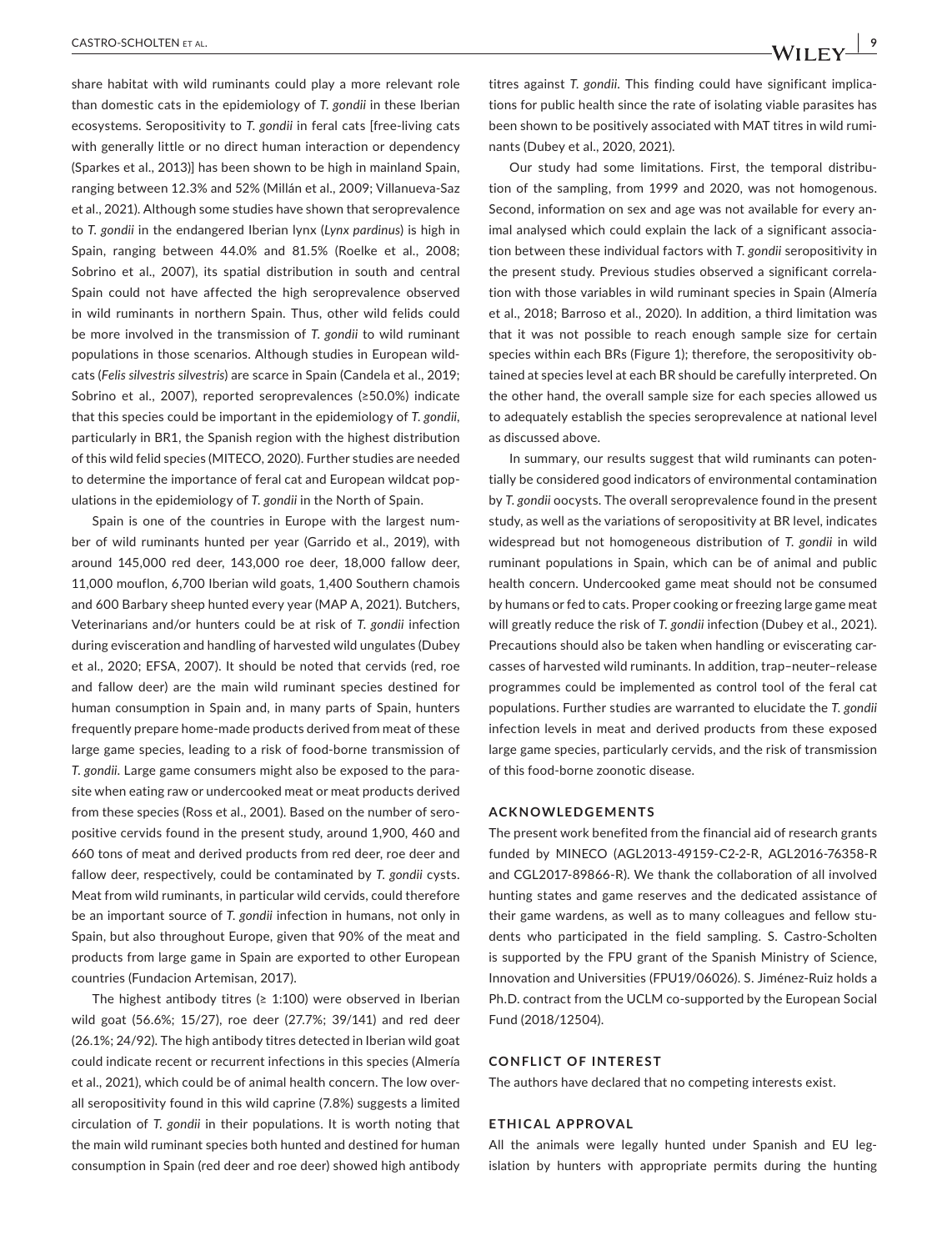share habitat with wild ruminants could play a more relevant role than domestic cats in the epidemiology of *T. gondii* in these Iberian ecosystems. Seropositivity to *T. gondii* in feral cats [free-living cats with generally little or no direct human interaction or dependency (Sparkes et al., 2013)] has been shown to be high in mainland Spain, ranging between 12.3% and 52% (Millán et al., 2009; Villanueva-Saz et al., 2021). Although some studies have shown that seroprevalence to *T. gondii* in the endangered Iberian lynx (*Lynx pardinus*) is high in Spain, ranging between 44.0% and 81.5% (Roelke et al., 2008; Sobrino et al., 2007), its spatial distribution in south and central Spain could not have affected the high seroprevalence observed in wild ruminants in northern Spain. Thus, other wild felids could be more involved in the transmission of *T. gondii* to wild ruminant populations in those scenarios. Although studies in European wildcats (*Felis silvestris silvestris*) are scarce in Spain (Candela et al., 2019; Sobrino et al., 2007), reported seroprevalences (≥50.0%) indicate that this species could be important in the epidemiology of *T. gondii*, particularly in BR1, the Spanish region with the highest distribution of this wild felid species (MITECO, 2020). Further studies are needed to determine the importance of feral cat and European wildcat populations in the epidemiology of *T. gondii* in the North of Spain.

Spain is one of the countries in Europe with the largest number of wild ruminants hunted per year (Garrido et al., 2019), with around 145,000 red deer, 143,000 roe deer, 18,000 fallow deer, 11,000 mouflon, 6,700 Iberian wild goats, 1,400 Southern chamois and 600 Barbary sheep hunted every year (MAP A, 2021). Butchers, Veterinarians and/or hunters could be at risk of *T. gondii* infection during evisceration and handling of harvested wild ungulates (Dubey et al., 2020; EFSA, 2007). It should be noted that cervids (red, roe and fallow deer) are the main wild ruminant species destined for human consumption in Spain and, in many parts of Spain, hunters frequently prepare home-made products derived from meat of these large game species, leading to a risk of food-borne transmission of *T. gondii*. Large game consumers might also be exposed to the parasite when eating raw or undercooked meat or meat products derived from these species (Ross et al., 2001). Based on the number of seropositive cervids found in the present study, around 1,900, 460 and 660 tons of meat and derived products from red deer, roe deer and fallow deer, respectively, could be contaminated by *T. gondii* cysts. Meat from wild ruminants, in particular wild cervids, could therefore be an important source of *T. gondii* infection in humans, not only in Spain, but also throughout Europe, given that 90% of the meat and products from large game in Spain are exported to other European countries (Fundacion Artemisan, 2017).

The highest antibody titres (≥ 1:100) were observed in Iberian wild goat (56.6%; 15/27), roe deer (27.7%; 39/141) and red deer (26.1%; 24/92). The high antibody titres detected in Iberian wild goat could indicate recent or recurrent infections in this species (Almería et al., 2021), which could be of animal health concern. The low overall seropositivity found in this wild caprine (7.8%) suggests a limited circulation of *T. gondii* in their populations. It is worth noting that the main wild ruminant species both hunted and destined for human consumption in Spain (red deer and roe deer) showed high antibody titres against *T. gondii*. This finding could have significant implications for public health since the rate of isolating viable parasites has been shown to be positively associated with MAT titres in wild ruminants (Dubey et al., 2020, 2021).

Our study had some limitations. First, the temporal distribution of the sampling, from 1999 and 2020, was not homogenous. Second, information on sex and age was not available for every animal analysed which could explain the lack of a significant association between these individual factors with *T. gondii* seropositivity in the present study. Previous studies observed a significant correlation with those variables in wild ruminant species in Spain (Almería et al., 2018; Barroso et al., 2020). In addition, a third limitation was that it was not possible to reach enough sample size for certain species within each BRs (Figure 1); therefore, the seropositivity obtained at species level at each BR should be carefully interpreted. On the other hand, the overall sample size for each species allowed us to adequately establish the species seroprevalence at national level as discussed above.

In summary, our results suggest that wild ruminants can potentially be considered good indicators of environmental contamination by *T. gondii* oocysts. The overall seroprevalence found in the present study, as well as the variations of seropositivity at BR level, indicates widespread but not homogeneous distribution of *T. gondii* in wild ruminant populations in Spain, which can be of animal and public health concern. Undercooked game meat should not be consumed by humans or fed to cats. Proper cooking or freezing large game meat will greatly reduce the risk of *T. gondii* infection (Dubey et al., 2021). Precautions should also be taken when handling or eviscerating carcasses of harvested wild ruminants. In addition, trap–neuter–release programmes could be implemented as control tool of the feral cat populations. Further studies are warranted to elucidate the *T. gondii* infection levels in meat and derived products from these exposed large game species, particularly cervids, and the risk of transmission of this food-borne zoonotic disease.

## ACKNOWLEDGEMENTS

The present work benefited from the financial aid of research grants funded by MINECO (AGL2013-49159-C2-2-R, AGL2016-76358-R and CGL2017-89866-R). We thank the collaboration of all involved hunting states and game reserves and the dedicated assistance of their game wardens, as well as to many colleagues and fellow students who participated in the field sampling. S. Castro-Scholten is supported by the FPU grant of the Spanish Ministry of Science, Innovation and Universities (FPU19/06026). S. Jiménez-Ruiz holds a Ph.D. contract from the UCLM co-supported by the European Social Fund (2018/12504).

## CONFLICT OF INTEREST

The authors have declared that no competing interests exist.

## ETHICAL APPROVAL

All the animals were legally hunted under Spanish and EU legislation by hunters with appropriate permits during the hunting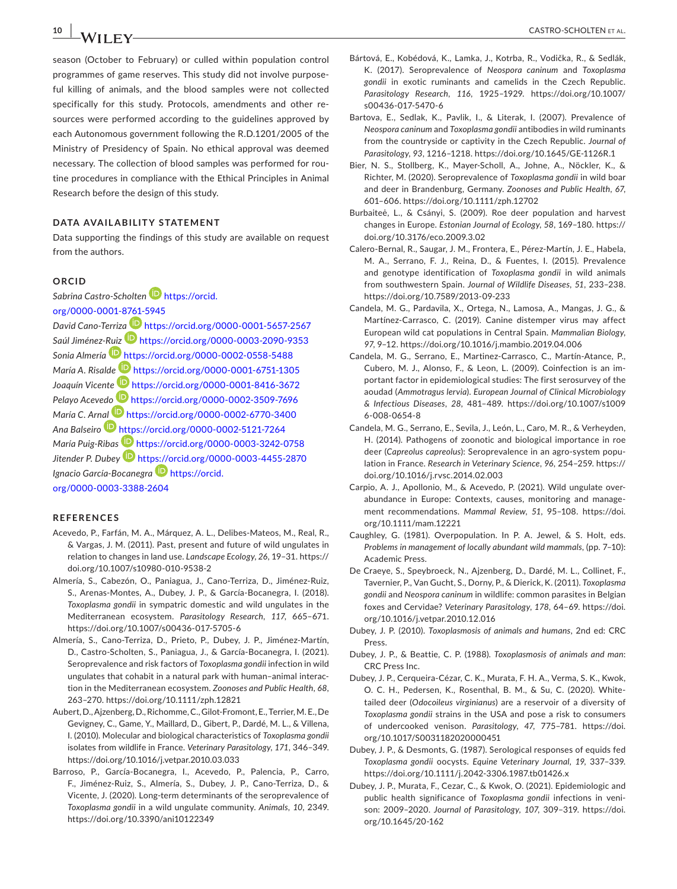season (October to February) or culled within population control programmes of game reserves. This study did not involve purposeful killing of animals, and the blood samples were not collected specifically for this study. Protocols, amendments and other resources were performed according to the guidelines approved by each Autonomous government following the R.D.1201/2005 of the Ministry of Presidency of Spain. No ethical approval was deemed necessary. The collection of blood samples was performed for routine procedures in compliance with the Ethical Principles in Animal Research before the design of this study.

## DATA AVAILABILITY STATEMENT

Data supporting the findings of this study are available on request from the authors.

## ORCID

*Sabrina Castro-Scholten* https://orcid.org/0000-0001-8761-5945
*David Cano-Terriza* https://orcid.org/0000-0001-5657-2567
*Saúl Jiménez-Ruiz* https://orcid.org/0000-0003-2090-9353
*Sonia Almería* https://orcid.org/0000-0002-0558-5488
*María A. Risalde* https://orcid.org/0000-0001-6751-1305
*Joaquín Vicente* https://orcid.org/0000-0001-8416-3672
*Pelayo Acevedo* https://orcid.org/0000-0002-3509-7696
*María C. Arnal* https://orcid.org/0000-0002-6770-3400
*Ana Balseiro* https://orcid.org/0000-0002-5121-7264
*María Puig-Ribas* https://orcid.org/0000-0003-3242-0758
*Jitender P. Dubey* https://orcid.org/0000-0003-4455-2870
*Ignacio García-Bocanegra* https://orcid.org/0000-0003-3388-2604

## REFERENCES

Acevedo, P., Farfán, M. A., Márquez, A. L., Delibes-Mateos, M., Real, R., & Vargas, J. M. (2011). Past, present and future of wild ungulates in relation to changes in land use. *Landscape Ecology*, *26*, 19–31. https://doi.org/10.1007/s10980-010-9538-2

Almería, S., Cabezón, O., Paniagua, J., Cano-Terriza, D., Jiménez-Ruiz, S., Arenas-Montes, A., Dubey, J. P., & García-Bocanegra, I. (2018). *Toxoplasma gondii* in sympatric domestic and wild ungulates in the Mediterranean ecosystem. *Parasitology Research*, *117*, 665–671. https://doi.org/10.1007/s00436-017-5705-6

Almería, S., Cano-Terriza, D., Prieto, P., Dubey, J. P., Jiménez-Martín, D., Castro-Scholten, S., Paniagua, J., & García-Bocanegra, I. (2021). Seroprevalence and risk factors of *Toxoplasma gondii* infection in wild ungulates that cohabit in a natural park with human–animal interaction in the Mediterranean ecosystem. *Zoonoses and Public Health*, *68*, 263–270. https://doi.org/10.1111/zph.12821

Aubert, D., Ajzenberg, D., Richomme, C., Gilot-Fromont, E., Terrier, M. E., De Gevigney, C., Game, Y., Maillard, D., Gibert, P., Dardé, M. L., & Villena, I. (2010). Molecular and biological characteristics of *Toxoplasma gondii* isolates from wildlife in France. *Veterinary Parasitology*, *171*, 346–349. https://doi.org/10.1016/j.vetpar.2010.03.033

Barroso, P., García-Bocanegra, I., Acevedo, P., Palencia, P., Carro, F., Jiménez-Ruiz, S., Almería, S., Dubey, J. P., Cano-Terriza, D., & Vicente, J. (2020). Long-term determinants of the seroprevalence of *Toxoplasma gondii* in a wild ungulate community. *Animals*, *10*, 2349. https://doi.org/10.3390/ani10122349

Bártová, E., Kobédová, K., Lamka, J., Kotrba, R., Vodička, R., & Sedlák, K. (2017). Seroprevalence of *Neospora caninum* and *Toxoplasma gondii* in exotic ruminants and camelids in the Czech Republic. *Parasitology Research*, *116*, 1925–1929. https://doi.org/10.1007/s00436-017-5470-6

Bartova, E., Sedlak, K., Pavlik, I., & Literak, I. (2007). Prevalence of *Neospora caninum* and *Toxoplasma gondii* antibodies in wild ruminants from the countryside or captivity in the Czech Republic. *Journal of Parasitology*, *93*, 1216–1218. https://doi.org/10.1645/GE-1126R.1

Bier, N. S., Stollberg, K., Mayer-Scholl, A., Johne, A., Nöckler, K., & Richter, M. (2020). Seroprevalence of *Toxoplasma gondii* in wild boar and deer in Brandenburg, Germany. *Zoonoses and Public Health*, *67*, 601–606. https://doi.org/10.1111/zph.12702

Burbaiteė, L., & Csányi, S. (2009). Roe deer population and harvest changes in Europe. *Estonian Journal of Ecology*, *58*, 169–180. https://doi.org/10.3176/eco.2009.3.02

Calero-Bernal, R., Saugar, J. M., Frontera, E., Pérez-Martín, J. E., Habela, M. A., Serrano, F. J., Reina, D., & Fuentes, I. (2015). Prevalence and genotype identification of *Toxoplasma gondii* in wild animals from southwestern Spain. *Journal of Wildlife Diseases*, *51*, 233–238. https://doi.org/10.7589/2013-09-233

Candela, M. G., Pardavila, X., Ortega, N., Lamosa, A., Mangas, J. G., & Martínez-Carrasco, C. (2019). Canine distemper virus may affect European wild cat populations in Central Spain. *Mammalian Biology*, *97*, 9–12. https://doi.org/10.1016/j.mambio.2019.04.006

Candela, M. G., Serrano, E., Martinez-Carrasco, C., Martín-Atance, P., Cubero, M. J., Alonso, F., & Leon, L. (2009). Coinfection is an important factor in epidemiological studies: The first serosurvey of the aoudad (*Ammotragus lervia*). *European Journal of Clinical Microbiology & Infectious Diseases*, *28*, 481–489. https://doi.org/10.1007/s10096-008-0654-8

Candela, M. G., Serrano, E., Sevila, J., León, L., Caro, M. R., & Verheyden, H. (2014). Pathogens of zoonotic and biological importance in roe deer (*Capreolus capreolus*): Seroprevalence in an agro-system population in France. *Research in Veterinary Science*, *96*, 254–259. https://doi.org/10.1016/j.rvsc.2014.02.003

Carpio, A. J., Apollonio, M., & Acevedo, P. (2021). Wild ungulate overabundance in Europe: Contexts, causes, monitoring and management recommendations. *Mammal Review*, *51*, 95–108. https://doi.org/10.1111/mam.12221

Caughley, G. (1981). Overpopulation. In P. A. Jewel, & S. Holt, eds. *Problems in management of locally abundant wild mammals*, (pp. 7–10): Academic Press.

De Craeye, S., Speybroeck, N., Ajzenberg, D., Dardé, M. L., Collinet, F., Tavernier, P., Van Gucht, S., Dorny, P., & Dierick, K. (2011). *Toxoplasma gondii* and *Neospora caninum* in wildlife: common parasites in Belgian foxes and Cervidae? *Veterinary Parasitology*, *178*, 64–69. https://doi.org/10.1016/j.vetpar.2010.12.016

Dubey, J. P. (2010). *Toxoplasmosis of animals and humans*, 2nd ed: CRC Press.

Dubey, J. P., & Beattie, C. P. (1988). *Toxoplasmosis of animals and man*: CRC Press Inc.

Dubey, J. P., Cerqueira-Cézar, C. K., Murata, F. H. A., Verma, S. K., Kwok, O. C. H., Pedersen, K., Rosenthal, B. M., & Su, C. (2020). White-tailed deer (*Odocoileus virginianus*) are a reservoir of a diversity of *Toxoplasma gondii* strains in the USA and pose a risk to consumers of undercooked venison. *Parasitology*, *47*, 775–781. https://doi.org/10.1017/S0031182020000451

Dubey, J. P., & Desmonts, G. (1987). Serological responses of equids fed *Toxoplasma gondii* oocysts. *Equine Veterinary Journal*, *19*, 337–339. https://doi.org/10.1111/j.2042-3306.1987.tb01426.x

Dubey, J. P., Murata, F., Cezar, C., & Kwok, O. (2021). Epidemiologic and public health significance of *Toxoplasma gondii* infections in venison: 2009–2020. *Journal of Parasitology*, *107*, 309–319. https://doi.org/10.1645/20-162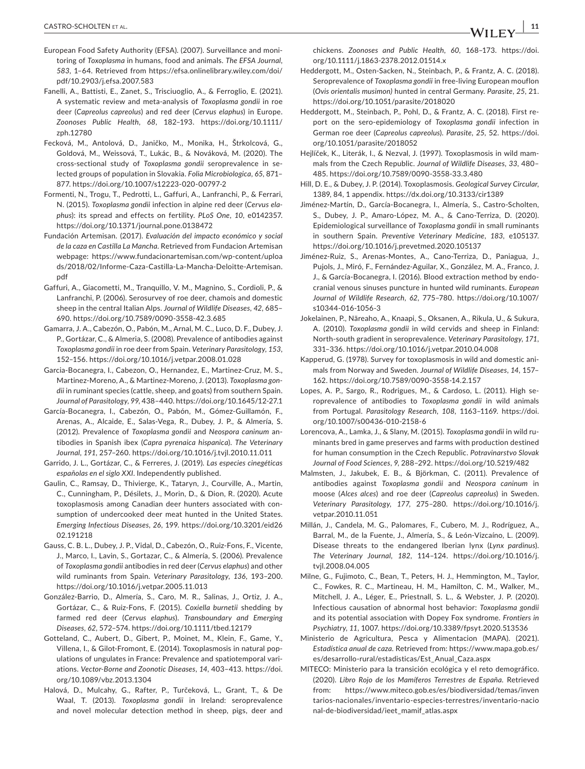European Food Safety Authority (EFSA). (2007). Surveillance and monitoring of *Toxoplasma* in humans, food and animals. *The EFSA Journal*, *583*, 1–64. Retrieved from https://efsa.onlinelibrary.wiley.com/doi/pdf/10.2903/j.efsa.2007.583

Fanelli, A., Battisti, E., Zanet, S., Trisciuoglio, A., & Ferroglio, E. (2021). A systematic review and meta-analysis of *Toxoplasma gondii* in roe deer (*Capreolus capreolus*) and red deer (*Cervus elaphus*) in Europe. *Zoonoses Public Health*, *68*, 182–193. https://doi.org/10.1111/zph.12780

Fecková, M., Antolová, D., Janičko, M., Monika, H., Štrkolcová, G., Goldová, M., Weissová, T., Lukác, B., & Nováková, M. (2020). The cross-sectional study of *Toxoplasma gondii* seroprevalence in selected groups of population in Slovakia. *Folia Microbiologica*, *65*, 871–877. https://doi.org/10.1007/s12223-020-00797-2

Formenti, N., Trogu, T., Pedrotti, L., Gaffuri, A., Lanfranchi, P., & Ferrari, N. (2015). *Toxoplasma gondii* infection in alpine red deer (*Cervus elaphus*): its spread and effects on fertility. *PLoS One*, *10*, e0142357. https://doi.org/10.1371/journal.pone.0138472

Fundación Artemisan. (2017). *Evaluación del impacto económico y social de la caza en Castilla La Mancha*. Retrieved from Fundacion Artemisan webpage: https://www.fundacionartemisan.com/wp-content/uploads/2018/02/Informe-Caza-Castilla-La-Mancha-Deloitte-Artemisan.pdf

Gaffuri, A., Giacometti, M., Tranquillo, V. M., Magnino, S., Cordioli, P., & Lanfranchi, P. (2006). Serosurvey of roe deer, chamois and domestic sheep in the central Italian Alps. *Journal of Wildlife Diseases*, *42*, 685–690. https://doi.org/10.7589/0090-3558-42.3.685

Gamarra, J. A., Cabezón, O., Pabón, M., Arnal, M. C., Luco, D. F., Dubey, J. P., Gortázar, C., & Almeria, S. (2008). Prevalence of antibodies against *Toxoplasma gondii* in roe deer from Spain. *Veterinary Parasitology*, *153*, 152–156. https://doi.org/10.1016/j.vetpar.2008.01.028

Garcia-Bocanegra, I., Cabezon, O., Hernandez, E., Martinez-Cruz, M. S., Martinez-Moreno, A., & Martinez-Moreno, J. (2013). *Toxoplasma gondii* in ruminant species (cattle, sheep, and goats) from southern Spain. *Journal of Parasitology*, *99*, 438–440. https://doi.org/10.1645/12-27.1

García-Bocanegra, I., Cabezón, O., Pabón, M., Gómez-Guillamón, F., Arenas, A., Alcaide, E., Salas-Vega, R., Dubey, J. P., & Almería, S. (2012). Prevalence of *Toxoplasma gondii* and *Neospora caninum* antibodies in Spanish ibex (*Capra pyrenaica hispanica*). *The Veterinary Journal*, *191*, 257–260. https://doi.org/10.1016/j.tvjl.2010.11.011

Garrido, J. L., Gortázar, C., & Ferreres, J. (2019). *Las especies cinegéticas españolas en el siglo XXI*. Independently published.

Gaulin, C., Ramsay, D., Thivierge, K., Tataryn, J., Courville, A., Martin, C., Cunningham, P., Désilets, J., Morin, D., & Dion, R. (2020). Acute toxoplasmosis among Canadian deer hunters associated with consumption of undercooked deer meat hunted in the United States. *Emerging Infectious Diseases*, *26*, 199. https://doi.org/10.3201/eid2602.191218

Gauss, C. B. L., Dubey, J. P., Vidal, D., Cabezón, O., Ruiz-Fons, F., Vicente, J., Marco, I., Lavin, S., Gortazar, C., & Almería, S. (2006). Prevalence of *Toxoplasma gondii* antibodies in red deer (*Cervus elaphus*) and other wild ruminants from Spain. *Veterinary Parasitology*, *136*, 193–200. https://doi.org/10.1016/j.vetpar.2005.11.013

González-Barrio, D., Almería, S., Caro, M. R., Salinas, J., Ortiz, J. A., Gortázar, C., & Ruiz-Fons, F. (2015). *Coxiella burnetii* shedding by farmed red deer (*Cervus elaphus*). *Transboundary and Emerging Diseases*, *62*, 572–574. https://doi.org/10.1111/tbed.12179

Gotteland, C., Aubert, D., Gibert, P., Moinet, M., Klein, F., Game, Y., Villena, I., & Gilot-Fromont, E. (2014). Toxoplasmosis in natural populations of ungulates in France: Prevalence and spatiotemporal variations. *Vector-Borne and Zoonotic Diseases*, *14*, 403–413. https://doi.org/10.1089/vbz.2013.1304

Halová, D., Mulcahy, G., Rafter, P., Turčeková, L., Grant, T., & De Waal, T. (2013). *Toxoplasma gondii* in Ireland: seroprevalence and novel molecular detection method in sheep, pigs, deer and chickens. *Zoonoses and Public Health*, *60*, 168–173. https://doi.org/10.1111/j.1863-2378.2012.01514.x

Heddergott, M., Osten-Sacken, N., Steinbach, P., & Frantz, A. C. (2018). Seroprevalence of *Toxoplasma gondii* in free-living European mouflon (*Ovis orientalis musimon)* hunted in central Germany. *Parasite*, *25*, 21. https://doi.org/10.1051/parasite/2018020

Heddergott, M., Steinbach, P., Pohl, D., & Frantz, A. C. (2018). First report on the sero-epidemiology of *Toxoplasma gondii* infection in German roe deer (*Capreolus capreolus*). *Parasite*, *25*, 52. https://doi.org/10.1051/parasite/2018052

Hejlíček, K., Literák, I., & Nezval, J. (1997). Toxoplasmosis in wild mammals from the Czech Republic. *Journal of Wildlife Diseases*, *33*, 480–485. https://doi.org/10.7589/0090-3558-33.3.480

Hill, D. E., & Dubey, J. P. (2014). Toxoplasmosis. *Geological Survey Circular*, 1389, 84, 1 appendix. https://dx.doi.org/10.3133/cir1389

Jiménez-Martín, D., García-Bocanegra, I., Almería, S., Castro-Scholten, S., Dubey, J. P., Amaro-López, M. A., & Cano-Terriza, D. (2020). Epidemiological surveillance of *Toxoplasma gondii* in small ruminants in southern Spain. *Preventive Veterinary Medicine*, *183*, e105137. https://doi.org/10.1016/j.prevetmed.2020.105137

Jiménez-Ruiz, S., Arenas-Montes, A., Cano-Terriza, D., Paniagua, J., Pujols, J., Miró, F., Fernández-Aguilar, X., González, M. A., Franco, J. J., & García-Bocanegra, I. (2016). Blood extraction method by endocranial venous sinuses puncture in hunted wild ruminants. *European Journal of Wildlife Research*, *62*, 775–780. https://doi.org/10.1007/s10344-016-1056-3

Jokelainen, P., Näreaho, A., Knaapi, S., Oksanen, A., Rikula, U., & Sukura, A. (2010). *Toxoplasma gondii* in wild cervids and sheep in Finland: North-south gradient in seroprevalence. *Veterinary Parasitology*, *171*, 331–336. https://doi.org/10.1016/j.vetpar.2010.04.008

Kapperud, G. (1978). Survey for toxoplasmosis in wild and domestic animals from Norway and Sweden. *Journal of Wildlife Diseases*, *14*, 157–162. https://doi.org/10.7589/0090-3558-14.2.157

Lopes, A. P., Sargo, R., Rodrigues, M., & Cardoso, L. (2011). High seroprevalence of antibodies to *Toxoplasma gondii* in wild animals from Portugal. *Parasitology Research*, *108*, 1163–1169. https://doi.org/10.1007/s00436-010-2158-6

Lorencova, A., Lamka, J., & Slany, M. (2015). *Toxoplasma gondii* in wild ruminants bred in game preserves and farms with production destined for human consumption in the Czech Republic. *Potravinarstvo Slovak Journal of Food Sciences*, *9*, 288–292. https://doi.org/10.5219/482

Malmsten, J., Jakubek, E. B., & Björkman, C. (2011). Prevalence of antibodies against *Toxoplasma gondii* and *Neospora caninum* in moose (*Alces alces*) and roe deer (*Capreolus capreolus*) in Sweden. *Veterinary Parasitology*, *177*, 275–280. https://doi.org/10.1016/j.vetpar.2010.11.051

Millán, J., Candela, M. G., Palomares, F., Cubero, M. J., Rodríguez, A., Barral, M., de la Fuente, J., Almería, S., & León-Vizcaíno, L. (2009). Disease threats to the endangered Iberian lynx (*Lynx pardinus*). *The Veterinary Journal*, *182*, 114–124. https://doi.org/10.1016/j.tvjl.2008.04.005

Milne, G., Fujimoto, C., Bean, T., Peters, H. J., Hemmington, M., Taylor, C., Fowkes, R. C., Martineau, H. M., Hamilton, C. M., Walker, M., Mitchell, J. A., Léger, E., Priestnall, S. L., & Webster, J. P. (2020). Infectious causation of abnormal host behavior: *Toxoplasma gondii* and its potential association with Dopey Fox syndrome. *Frontiers in Psychiatry*, *11*, 1007. https://doi.org/10.3389/fpsyt.2020.513536

Ministerio de Agricultura, Pesca y Alimentacion (MAPA). (2021). *Estadística anual de caza*. Retrieved from: https://www.mapa.gob.es/es/desarrollo-rural/estadisticas/Est_Anual_Caza.aspx

MITECO: Ministerio para la transición ecológica y el reto demográfico. (2020). *Libro Rojo de los Mamíferos Terrestres de España*. Retrieved from: https://www.miteco.gob.es/es/biodiversidad/temas/inventarios-nacionales/inventario-especies-terrestres/inventario-nacional-de-biodiversidad/ieet_mamif_atlas.aspx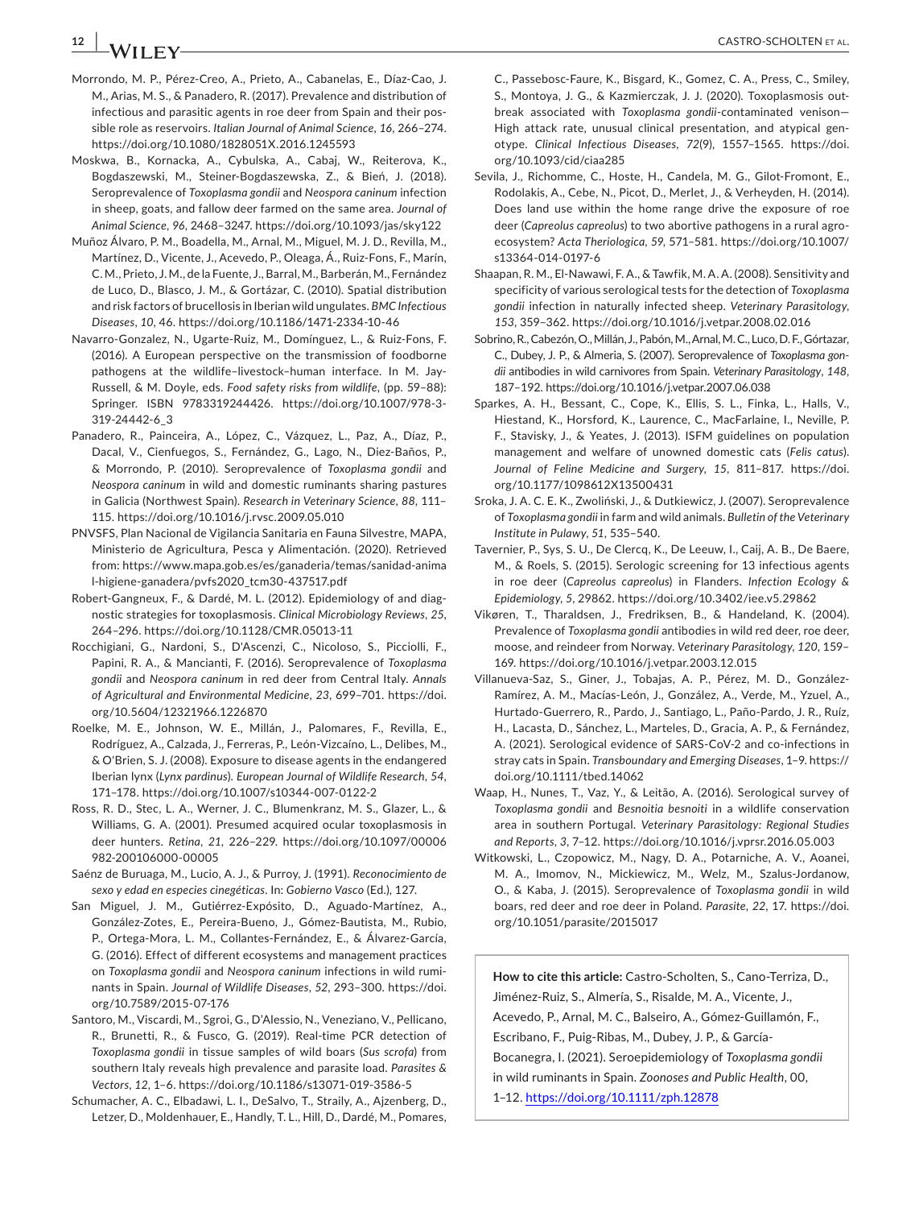Morrondo, M. P., Pérez-Creo, A., Prieto, A., Cabanelas, E., Díaz-Cao, J. M., Arias, M. S., & Panadero, R. (2017). Prevalence and distribution of infectious and parasitic agents in roe deer from Spain and their possible role as reservoirs. *Italian Journal of Animal Science*, *16*, 266–274. https://doi.org/10.1080/1828051X.2016.1245593

Moskwa, B., Kornacka, A., Cybulska, A., Cabaj, W., Reiterova, K., Bogdaszewski, M., Steiner-Bogdaszewska, Z., & Bień, J. (2018). Seroprevalence of *Toxoplasma gondii* and *Neospora caninum* infection in sheep, goats, and fallow deer farmed on the same area. *Journal of Animal Science*, *96*, 2468–3247. https://doi.org/10.1093/jas/sky122

Muñoz Álvaro, P. M., Boadella, M., Arnal, M., Miguel, M. J. D., Revilla, M., Martínez, D., Vicente, J., Acevedo, P., Oleaga, Á., Ruiz-Fons, F., Marín, C. M., Prieto, J. M., de la Fuente, J., Barral, M., Barberán, M., Fernández de Luco, D., Blasco, J. M., & Gortázar, C. (2010). Spatial distribution and risk factors of brucellosis in Iberian wild ungulates. *BMC Infectious Diseases*, *10*, 46. https://doi.org/10.1186/1471-2334-10-46

Navarro-Gonzalez, N., Ugarte-Ruiz, M., Domínguez, L., & Ruiz-Fons, F. (2016). A European perspective on the transmission of foodborne pathogens at the wildlife–livestock–human interface. In M. Jay-Russell, & M. Doyle, eds. *Food safety risks from wildlife*, (pp. 59–88): Springer. ISBN 9783319244426. https://doi.org/10.1007/978-3-319-24442-6_3

Panadero, R., Painceira, A., López, C., Vázquez, L., Paz, A., Díaz, P., Dacal, V., Cienfuegos, S., Fernández, G., Lago, N., Diez-Baños, P., & Morrondo, P. (2010). Seroprevalence of *Toxoplasma gondii* and *Neospora caninum* in wild and domestic ruminants sharing pastures in Galicia (Northwest Spain). *Research in Veterinary Science*, *88*, 111–115. https://doi.org/10.1016/j.rvsc.2009.05.010

PNVSFS, Plan Nacional de Vigilancia Sanitaria en Fauna Silvestre, MAPA, Ministerio de Agricultura, Pesca y Alimentación. (2020). Retrieved from: https://www.mapa.gob.es/es/ganaderia/temas/sanidad-animal-higiene-ganadera/pvfs2020_tcm30-437517.pdf

Robert-Gangneux, F., & Dardé, M. L. (2012). Epidemiology of and diagnostic strategies for toxoplasmosis. *Clinical Microbiology Reviews*, *25*, 264–296. https://doi.org/10.1128/CMR.05013-11

Rocchigiani, G., Nardoni, S., D'Ascenzi, C., Nicoloso, S., Picciolli, F., Papini, R. A., & Mancianti, F. (2016). Seroprevalence of *Toxoplasma gondii* and *Neospora caninum* in red deer from Central Italy. *Annals of Agricultural and Environmental Medicine*, *23*, 699–701. https://doi.org/10.5604/12321966.1226870

Roelke, M. E., Johnson, W. E., Millán, J., Palomares, F., Revilla, E., Rodríguez, A., Calzada, J., Ferreras, P., León-Vizcaíno, L., Delibes, M., & O'Brien, S. J. (2008). Exposure to disease agents in the endangered Iberian lynx (*Lynx pardinus*). *European Journal of Wildlife Research*, *54*, 171–178. https://doi.org/10.1007/s10344-007-0122-2

Ross, R. D., Stec, L. A., Werner, J. C., Blumenkranz, M. S., Glazer, L., & Williams, G. A. (2001). Presumed acquired ocular toxoplasmosis in deer hunters. *Retina*, *21*, 226–229. https://doi.org/10.1097/00006982-200106000-00005

Saénz de Buruaga, M., Lucio, A. J., & Purroy, J. (1991). *Reconocimiento de sexo y edad en especies cinegéticas*. In: *Gobierno Vasco* (Ed.), 127.

San Miguel, J. M., Gutiérrez-Expósito, D., Aguado-Martínez, A., González-Zotes, E., Pereira-Bueno, J., Gómez-Bautista, M., Rubio, P., Ortega-Mora, L. M., Collantes-Fernández, E., & Álvarez-García, G. (2016). Effect of different ecosystems and management practices on *Toxoplasma gondii* and *Neospora caninum* infections in wild ruminants in Spain. *Journal of Wildlife Diseases*, *52*, 293–300. https://doi.org/10.7589/2015-07-176

Santoro, M., Viscardi, M., Sgroi, G., D'Alessio, N., Veneziano, V., Pellicano, R., Brunetti, R., & Fusco, G. (2019). Real-time PCR detection of *Toxoplasma gondii* in tissue samples of wild boars (*Sus scrofa*) from southern Italy reveals high prevalence and parasite load. *Parasites & Vectors*, *12*, 1–6. https://doi.org/10.1186/s13071-019-3586-5

Schumacher, A. C., Elbadawi, L. I., DeSalvo, T., Straily, A., Ajzenberg, D., Letzer, D., Moldenhauer, E., Handly, T. L., Hill, D., Dardé, M., Pomares, C., Passebosc-Faure, K., Bisgard, K., Gomez, C. A., Press, C., Smiley, S., Montoya, J. G., & Kazmierczak, J. J. (2020). Toxoplasmosis outbreak associated with *Toxoplasma gondii*-contaminated venison—High attack rate, unusual clinical presentation, and atypical genotype. *Clinical Infectious Diseases*, *72*(9), 1557–1565. https://doi.org/10.1093/cid/ciaa285

Sevila, J., Richomme, C., Hoste, H., Candela, M. G., Gilot-Fromont, E., Rodolakis, A., Cebe, N., Picot, D., Merlet, J., & Verheyden, H. (2014). Does land use within the home range drive the exposure of roe deer (*Capreolus capreolus*) to two abortive pathogens in a rural agro-ecosystem? *Acta Theriologica*, *59*, 571–581. https://doi.org/10.1007/s13364-014-0197-6

Shaapan, R. M., El-Nawawi, F. A., & Tawfik, M. A. A. (2008). Sensitivity and specificity of various serological tests for the detection of *Toxoplasma gondii* infection in naturally infected sheep. *Veterinary Parasitology*, *153*, 359–362. https://doi.org/10.1016/j.vetpar.2008.02.016

Sobrino, R., Cabezón, O., Millán, J., Pabón, M., Arnal, M. C., Luco, D. F., Górtazar, C., Dubey, J. P., & Almeria, S. (2007). Seroprevalence of *Toxoplasma gondii* antibodies in wild carnivores from Spain. *Veterinary Parasitology*, *148*, 187–192. https://doi.org/10.1016/j.vetpar.2007.06.038

Sparkes, A. H., Bessant, C., Cope, K., Ellis, S. L., Finka, L., Halls, V., Hiestand, K., Horsford, K., Laurence, C., MacFarlaine, I., Neville, P. F., Stavisky, J., & Yeates, J. (2013). ISFM guidelines on population management and welfare of unowned domestic cats (*Felis catus*). *Journal of Feline Medicine and Surgery*, *15*, 811–817. https://doi.org/10.1177/1098612X13500431

Sroka, J. A. C. E. K., Zwoliński, J., & Dutkiewicz, J. (2007). Seroprevalence of *Toxoplasma gondii* in farm and wild animals. *Bulletin of the Veterinary Institute in Pulawy*, *51*, 535–540.

Tavernier, P., Sys, S. U., De Clercq, K., De Leeuw, I., Caij, A. B., De Baere, M., & Roels, S. (2015). Serologic screening for 13 infectious agents in roe deer (*Capreolus capreolus*) in Flanders. *Infection Ecology & Epidemiology*, *5*, 29862. https://doi.org/10.3402/iee.v5.29862

Vikøren, T., Tharaldsen, J., Fredriksen, B., & Handeland, K. (2004). Prevalence of *Toxoplasma gondii* antibodies in wild red deer, roe deer, moose, and reindeer from Norway. *Veterinary Parasitology*, *120*, 159–169. https://doi.org/10.1016/j.vetpar.2003.12.015

Villanueva-Saz, S., Giner, J., Tobajas, A. P., Pérez, M. D., González-Ramírez, A. M., Macías-León, J., González, A., Verde, M., Yzuel, A., Hurtado-Guerrero, R., Pardo, J., Santiago, L., Paño-Pardo, J. R., Ruíz, H., Lacasta, D., Sánchez, L., Marteles, D., Gracia, A. P., & Fernández, A. (2021). Serological evidence of SARS-CoV-2 and co-infections in stray cats in Spain. *Transboundary and Emerging Diseases*, 1–9. https://doi.org/10.1111/tbed.14062

Waap, H., Nunes, T., Vaz, Y., & Leitão, A. (2016). Serological survey of *Toxoplasma gondii* and *Besnoitia besnoiti* in a wildlife conservation area in southern Portugal. *Veterinary Parasitology: Regional Studies and Reports*, *3*, 7–12. https://doi.org/10.1016/j.vprsr.2016.05.003

Witkowski, L., Czopowicz, M., Nagy, D. A., Potarniche, A. V., Aoanei, M. A., Imomov, N., Mickiewicz, M., Welz, M., Szalus-Jordanow, O., & Kaba, J. (2015). Seroprevalence of *Toxoplasma gondii* in wild boars, red deer and roe deer in Poland. *Parasite*, *22*, 17. https://doi.org/10.1051/parasite/2015017

**How to cite this article:** Castro-Scholten, S., Cano-Terriza, D., Jiménez-Ruiz, S., Almería, S., Risalde, M. A., Vicente, J., Acevedo, P., Arnal, M. C., Balseiro, A., Gómez-Guillamón, F., Escribano, F., Puig-Ribas, M., Dubey, J. P., & García-Bocanegra, I. (2021). Seroepidemiology of *Toxoplasma gondii* in wild ruminants in Spain. *Zoonoses and Public Health*, 00, 1–12. https://doi.org/10.1111/zph.12878